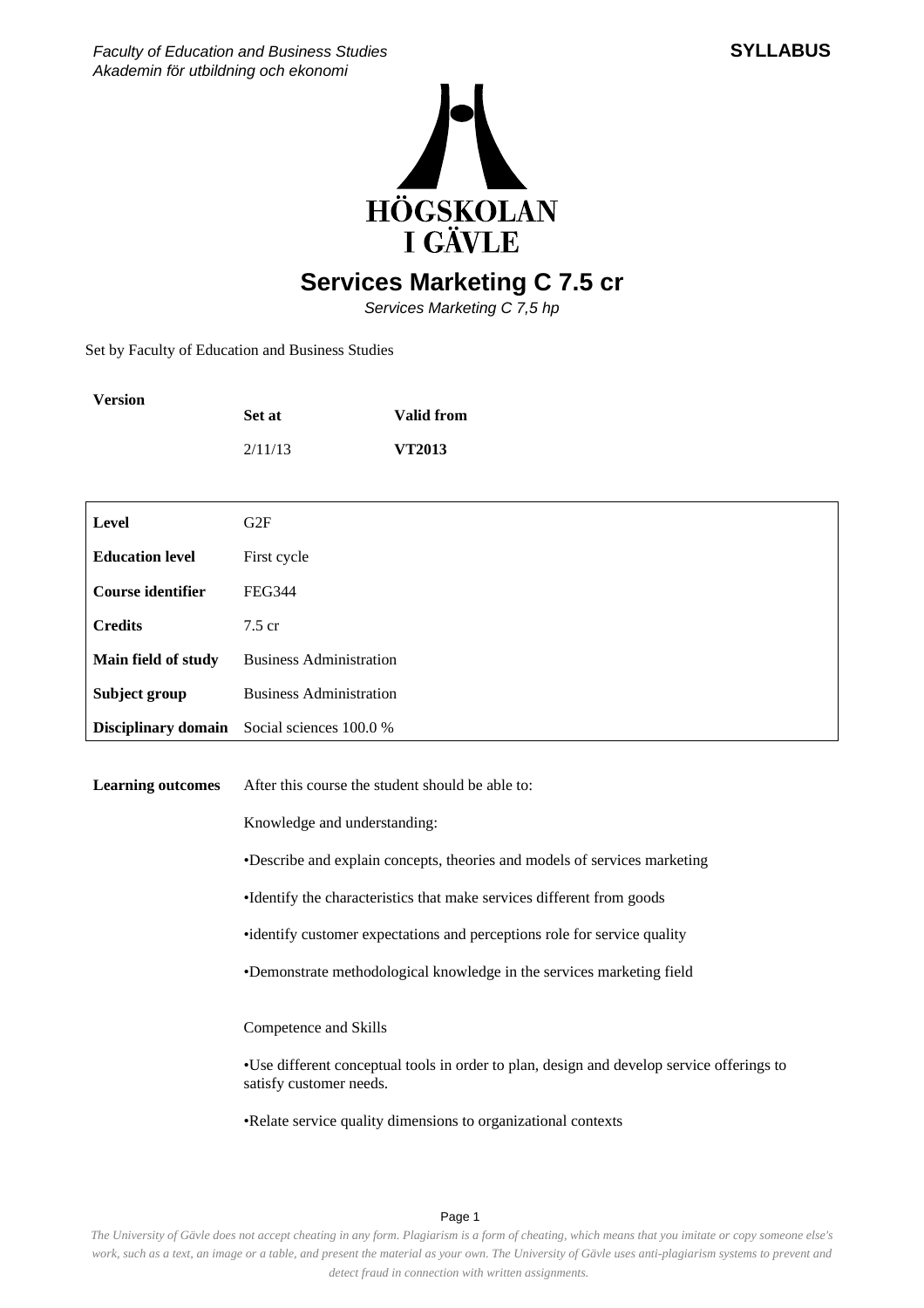Faculty of Education and Business Studies
Akademin för utbildning och ekonomi

**SYLLABUS**

# Services Marketing C 7.5 cr

*Services Marketing C 7,5 hp*

Set by Faculty of Education and Business Studies

| Version | Set at | Valid from |
|---|---|---|
| | 2/11/13 | **VT2013** |

| | |
|---|---|
| **Level** | G2F |
| **Education level** | First cycle |
| **Course identifier** | FEG344 |
| **Credits** | 7.5 cr |
| **Main field of study** | Business Administration |
| **Subject group** | Business Administration |
| **Disciplinary domain** | Social sciences 100.0 % |

**Learning outcomes**

After this course the student should be able to:

Knowledge and understanding:

•Describe and explain concepts, theories and models of services marketing

•Identify the characteristics that make services different from goods

•identify customer expectations and perceptions role for service quality

•Demonstrate methodological knowledge in the services marketing field

Competence and Skills

•Use different conceptual tools in order to plan, design and develop service offerings to satisfy customer needs.

•Relate service quality dimensions to organizational contexts

*The University of Gävle does not accept cheating in any form. Plagiarism is a form of cheating, which means that you imitate or copy someone else's work, such as a text, an image or a table, and present the material as your own. The University of Gävle uses anti-plagiarism systems to prevent and detect fraud in connection with written assignments.*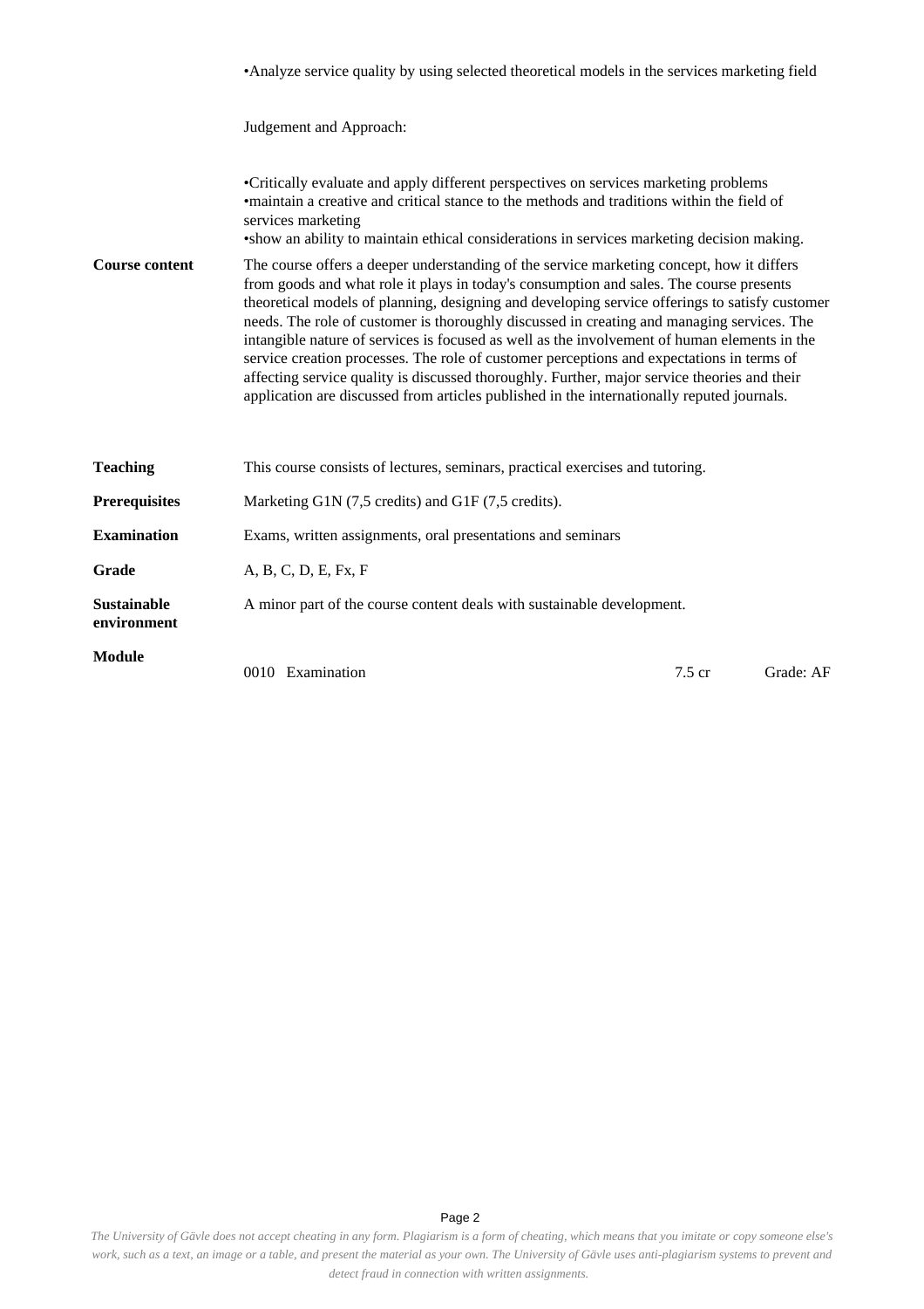•Analyze service quality by using selected theoretical models in the services marketing field

Judgement and Approach:

•Critically evaluate and apply different perspectives on services marketing problems
•maintain a creative and critical stance to the methods and traditions within the field of services marketing
•show an ability to maintain ethical considerations in services marketing decision making.

**Course content**

The course offers a deeper understanding of the service marketing concept, how it differs from goods and what role it plays in today's consumption and sales. The course presents theoretical models of planning, designing and developing service offerings to satisfy customer needs. The role of customer is thoroughly discussed in creating and managing services. The intangible nature of services is focused as well as the involvement of human elements in the service creation processes. The role of customer perceptions and expectations in terms of affecting service quality is discussed thoroughly. Further, major service theories and their application are discussed from articles published in the internationally reputed journals.

**Teaching**

This course consists of lectures, seminars, practical exercises and tutoring.

**Prerequisites**

Marketing G1N (7,5 credits) and G1F (7,5 credits).

**Examination**

Exams, written assignments, oral presentations and seminars

**Grade**

A, B, C, D, E, Fx, F

**Sustainable environment**

A minor part of the course content deals with sustainable development.

**Module**

| | | | |
|---|---|---|---|
| 0010 | Examination | 7.5 cr | Grade: AF |

*The University of Gävle does not accept cheating in any form. Plagiarism is a form of cheating, which means that you imitate or copy someone else's work, such as a text, an image or a table, and present the material as your own. The University of Gävle uses anti-plagiarism systems to prevent and detect fraud in connection with written assignments.*